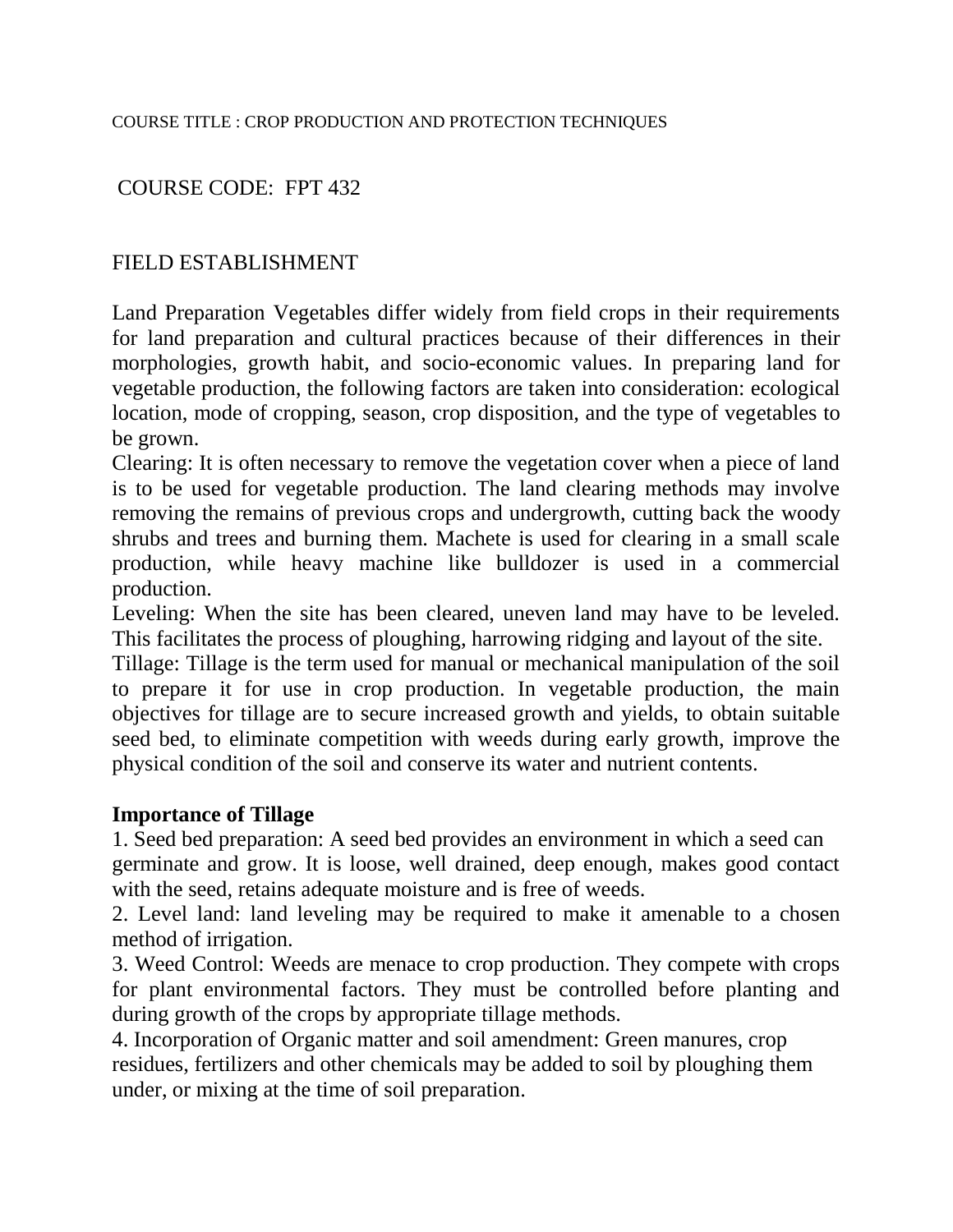COURSE TITLE : CROP PRODUCTION AND PROTECTION TECHNIQUES

COURSE CODE: FPT 432

# FIELD ESTABLISHMENT

Land Preparation Vegetables differ widely from field crops in their requirements for land preparation and cultural practices because of their differences in their morphologies, growth habit, and socio-economic values. In preparing land for vegetable production, the following factors are taken into consideration: ecological location, mode of cropping, season, crop disposition, and the type of vegetables to be grown.

Clearing: It is often necessary to remove the vegetation cover when a piece of land is to be used for vegetable production. The land clearing methods may involve removing the remains of previous crops and undergrowth, cutting back the woody shrubs and trees and burning them. Machete is used for clearing in a small scale production, while heavy machine like bulldozer is used in a commercial production.

Leveling: When the site has been cleared, uneven land may have to be leveled. This facilitates the process of ploughing, harrowing ridging and layout of the site.

Tillage: Tillage is the term used for manual or mechanical manipulation of the soil to prepare it for use in crop production. In vegetable production, the main objectives for tillage are to secure increased growth and yields, to obtain suitable seed bed, to eliminate competition with weeds during early growth, improve the physical condition of the soil and conserve its water and nutrient contents.

**Importance of Tillage**

1. Seed bed preparation: A seed bed provides an environment in which a seed can germinate and grow. It is loose, well drained, deep enough, makes good contact with the seed, retains adequate moisture and is free of weeds.
2. Level land: land leveling may be required to make it amenable to a chosen method of irrigation.
3. Weed Control: Weeds are menace to crop production. They compete with crops for plant environmental factors. They must be controlled before planting and during growth of the crops by appropriate tillage methods.
4. Incorporation of Organic matter and soil amendment: Green manures, crop residues, fertilizers and other chemicals may be added to soil by ploughing them under, or mixing at the time of soil preparation.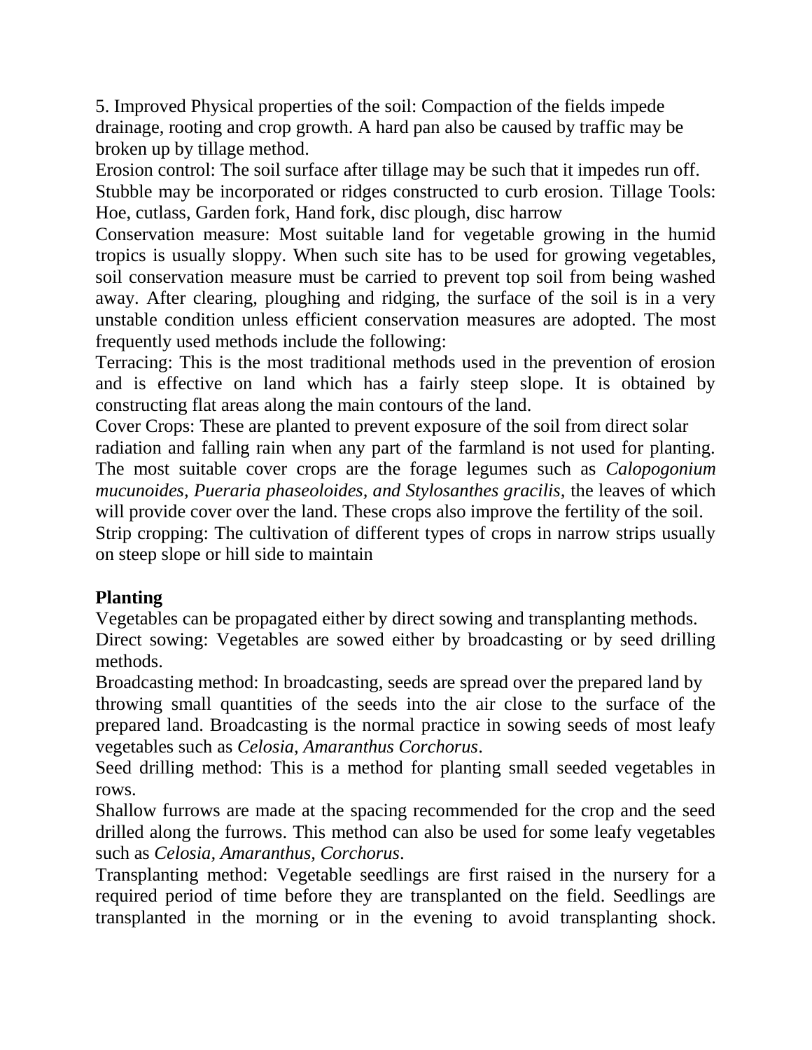5. Improved Physical properties of the soil: Compaction of the fields impede drainage, rooting and crop growth. A hard pan also be caused by traffic may be broken up by tillage method.

Erosion control: The soil surface after tillage may be such that it impedes run off. Stubble may be incorporated or ridges constructed to curb erosion. Tillage Tools: Hoe, cutlass, Garden fork, Hand fork, disc plough, disc harrow

Conservation measure: Most suitable land for vegetable growing in the humid tropics is usually sloppy. When such site has to be used for growing vegetables, soil conservation measure must be carried to prevent top soil from being washed away. After clearing, ploughing and ridging, the surface of the soil is in a very unstable condition unless efficient conservation measures are adopted. The most frequently used methods include the following:

Terracing: This is the most traditional methods used in the prevention of erosion and is effective on land which has a fairly steep slope. It is obtained by constructing flat areas along the main contours of the land.

Cover Crops: These are planted to prevent exposure of the soil from direct solar radiation and falling rain when any part of the farmland is not used for planting. The most suitable cover crops are the forage legumes such as *Calopogonium mucunoides, Pueraria phaseoloides, and Stylosanthes gracilis,* the leaves of which will provide cover over the land. These crops also improve the fertility of the soil.

Strip cropping: The cultivation of different types of crops in narrow strips usually on steep slope or hill side to maintain

**Planting**

Vegetables can be propagated either by direct sowing and transplanting methods.

Direct sowing: Vegetables are sowed either by broadcasting or by seed drilling methods.

Broadcasting method: In broadcasting, seeds are spread over the prepared land by throwing small quantities of the seeds into the air close to the surface of the prepared land. Broadcasting is the normal practice in sowing seeds of most leafy vegetables such as *Celosia, Amaranthus Corchorus*.

Seed drilling method: This is a method for planting small seeded vegetables in rows.

Shallow furrows are made at the spacing recommended for the crop and the seed drilled along the furrows. This method can also be used for some leafy vegetables such as *Celosia, Amaranthus, Corchorus*.

Transplanting method: Vegetable seedlings are first raised in the nursery for a required period of time before they are transplanted on the field. Seedlings are transplanted in the morning or in the evening to avoid transplanting shock.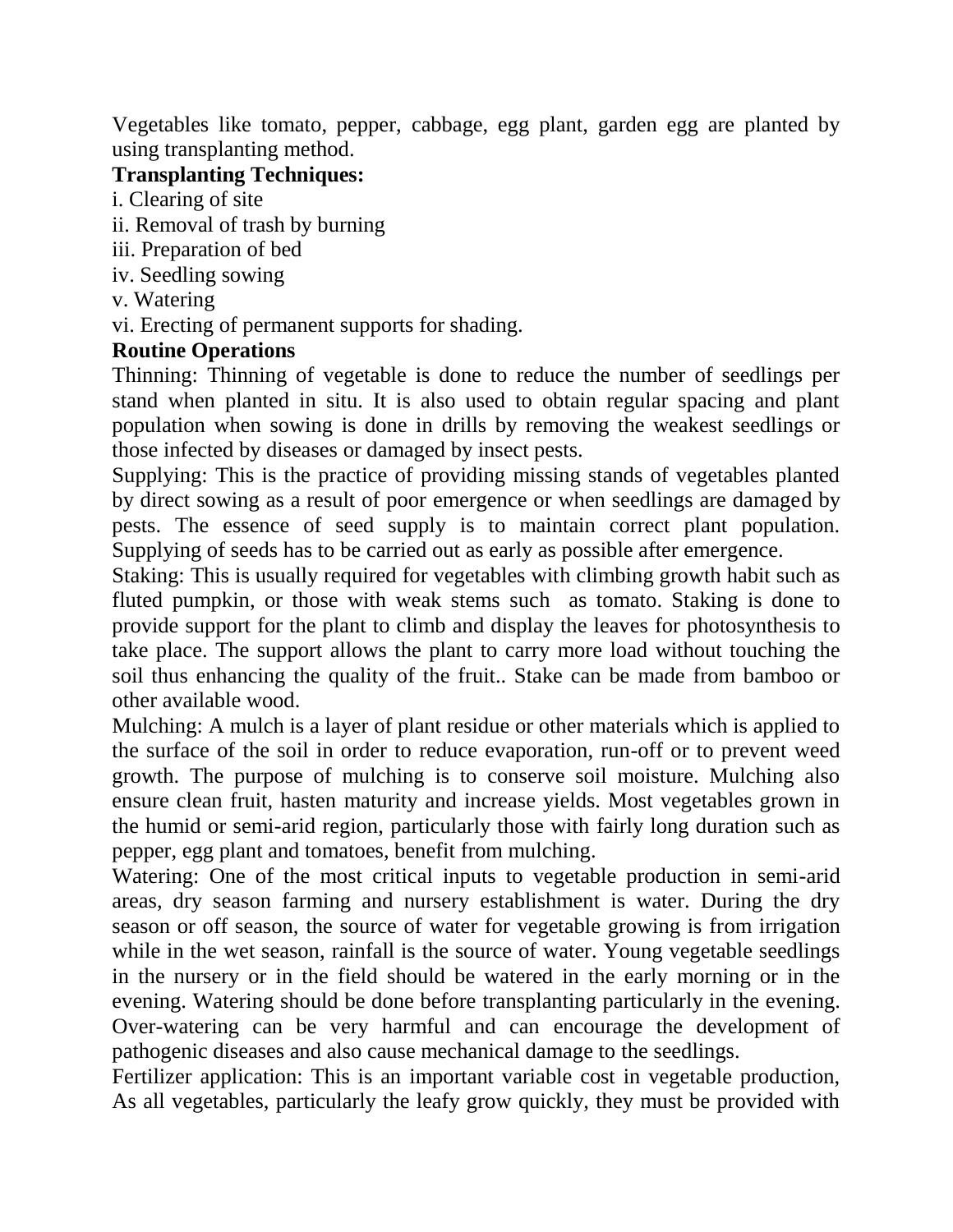Vegetables like tomato, pepper, cabbage, egg plant, garden egg are planted by using transplanting method.

**Transplanting Techniques:**

i. Clearing of site

ii. Removal of trash by burning

iii. Preparation of bed

iv. Seedling sowing

v. Watering

vi. Erecting of permanent supports for shading.

**Routine Operations**

Thinning: Thinning of vegetable is done to reduce the number of seedlings per stand when planted in situ. It is also used to obtain regular spacing and plant population when sowing is done in drills by removing the weakest seedlings or those infected by diseases or damaged by insect pests.

Supplying: This is the practice of providing missing stands of vegetables planted by direct sowing as a result of poor emergence or when seedlings are damaged by pests. The essence of seed supply is to maintain correct plant population. Supplying of seeds has to be carried out as early as possible after emergence.

Staking: This is usually required for vegetables with climbing growth habit such as fluted pumpkin, or those with weak stems such as tomato. Staking is done to provide support for the plant to climb and display the leaves for photosynthesis to take place. The support allows the plant to carry more load without touching the soil thus enhancing the quality of the fruit.. Stake can be made from bamboo or other available wood.

Mulching: A mulch is a layer of plant residue or other materials which is applied to the surface of the soil in order to reduce evaporation, run-off or to prevent weed growth. The purpose of mulching is to conserve soil moisture. Mulching also ensure clean fruit, hasten maturity and increase yields. Most vegetables grown in the humid or semi-arid region, particularly those with fairly long duration such as pepper, egg plant and tomatoes, benefit from mulching.

Watering: One of the most critical inputs to vegetable production in semi-arid areas, dry season farming and nursery establishment is water. During the dry season or off season, the source of water for vegetable growing is from irrigation while in the wet season, rainfall is the source of water. Young vegetable seedlings in the nursery or in the field should be watered in the early morning or in the evening. Watering should be done before transplanting particularly in the evening. Over-watering can be very harmful and can encourage the development of pathogenic diseases and also cause mechanical damage to the seedlings.

Fertilizer application: This is an important variable cost in vegetable production, As all vegetables, particularly the leafy grow quickly, they must be provided with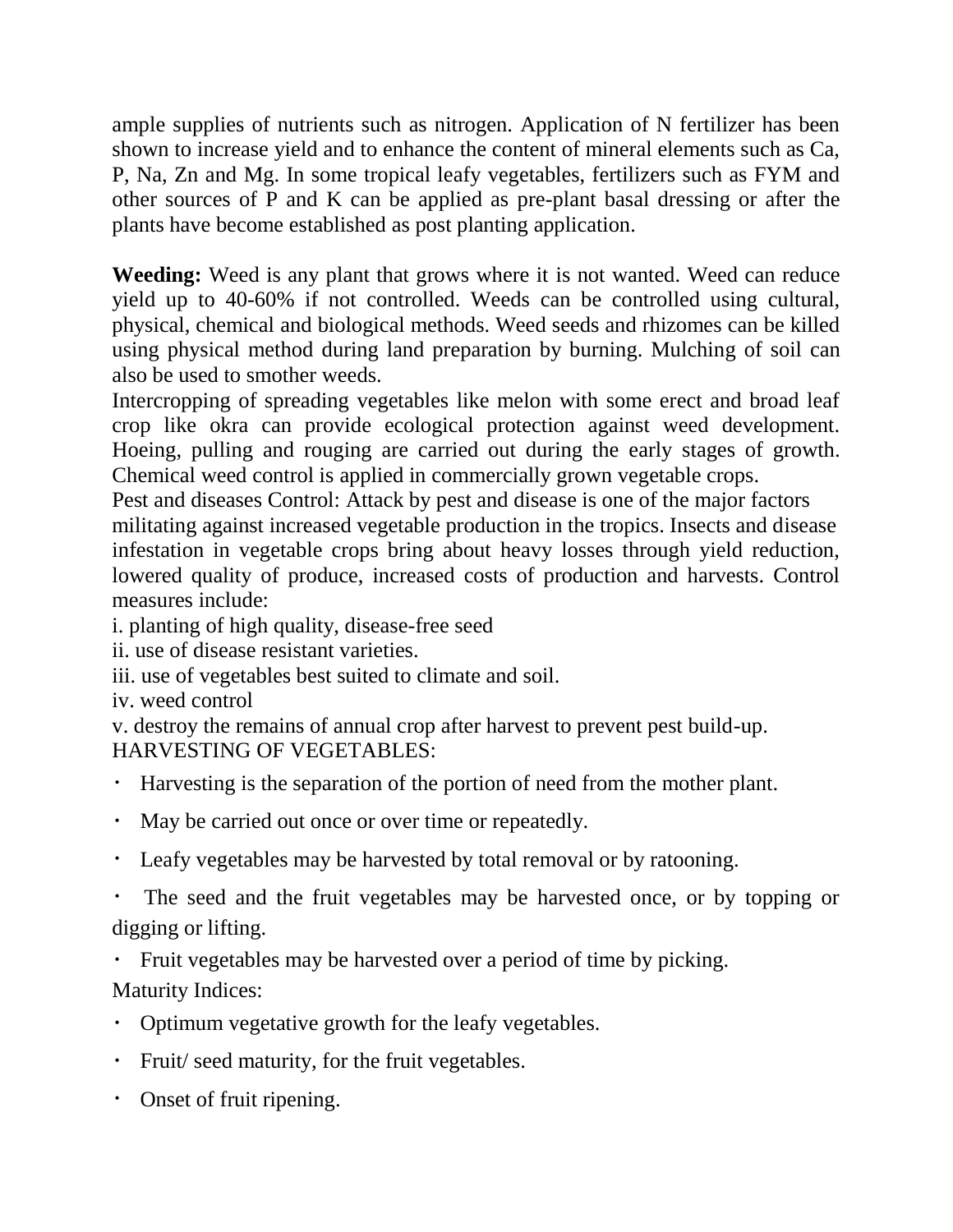ample supplies of nutrients such as nitrogen. Application of N fertilizer has been shown to increase yield and to enhance the content of mineral elements such as Ca, P, Na, Zn and Mg. In some tropical leafy vegetables, fertilizers such as FYM and other sources of P and K can be applied as pre-plant basal dressing or after the plants have become established as post planting application.

**Weeding:** Weed is any plant that grows where it is not wanted. Weed can reduce yield up to 40-60% if not controlled. Weeds can be controlled using cultural, physical, chemical and biological methods. Weed seeds and rhizomes can be killed using physical method during land preparation by burning. Mulching of soil can also be used to smother weeds.

Intercropping of spreading vegetables like melon with some erect and broad leaf crop like okra can provide ecological protection against weed development. Hoeing, pulling and rouging are carried out during the early stages of growth. Chemical weed control is applied in commercially grown vegetable crops.

Pest and diseases Control: Attack by pest and disease is one of the major factors militating against increased vegetable production in the tropics. Insects and disease infestation in vegetable crops bring about heavy losses through yield reduction, lowered quality of produce, increased costs of production and harvests. Control measures include:

i. planting of high quality, disease-free seed

ii. use of disease resistant varieties.

iii. use of vegetables best suited to climate and soil.

iv. weed control

v. destroy the remains of annual crop after harvest to prevent pest build-up.

HARVESTING OF VEGETABLES:

- Harvesting is the separation of the portion of need from the mother plant.
- May be carried out once or over time or repeatedly.
- Leafy vegetables may be harvested by total removal or by ratooning.
- The seed and the fruit vegetables may be harvested once, or by topping or digging or lifting.
- Fruit vegetables may be harvested over a period of time by picking.

Maturity Indices:

- Optimum vegetative growth for the leafy vegetables.
- Fruit/ seed maturity, for the fruit vegetables.
- Onset of fruit ripening.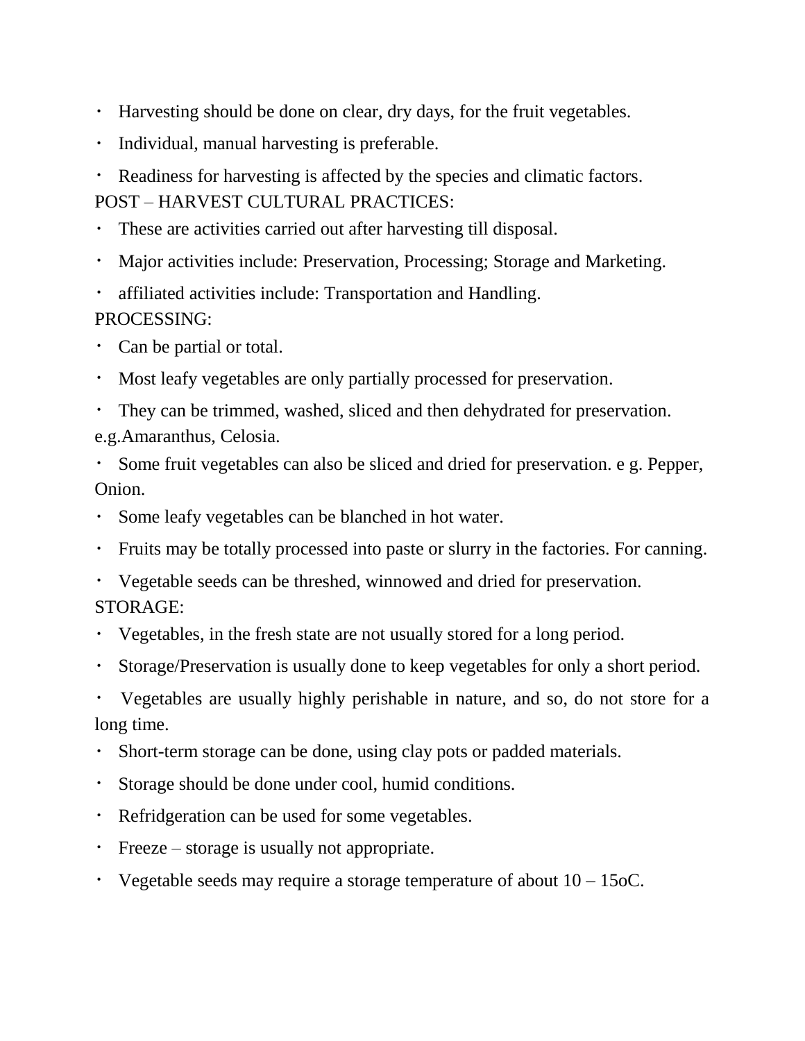- Harvesting should be done on clear, dry days, for the fruit vegetables.
- Individual, manual harvesting is preferable.
- Readiness for harvesting is affected by the species and climatic factors.

POST – HARVEST CULTURAL PRACTICES:

- These are activities carried out after harvesting till disposal.
- Major activities include: Preservation, Processing; Storage and Marketing.
- affiliated activities include: Transportation and Handling.

PROCESSING:

- Can be partial or total.
- Most leafy vegetables are only partially processed for preservation.
- They can be trimmed, washed, sliced and then dehydrated for preservation. e.g.Amaranthus, Celosia.
- Some fruit vegetables can also be sliced and dried for preservation. e g. Pepper, Onion.
- Some leafy vegetables can be blanched in hot water.
- Fruits may be totally processed into paste or slurry in the factories. For canning.
- Vegetable seeds can be threshed, winnowed and dried for preservation.

STORAGE:

- Vegetables, in the fresh state are not usually stored for a long period.
- Storage/Preservation is usually done to keep vegetables for only a short period.
- Vegetables are usually highly perishable in nature, and so, do not store for a long time.
- Short-term storage can be done, using clay pots or padded materials.
- Storage should be done under cool, humid conditions.
- Refridgeration can be used for some vegetables.
- Freeze – storage is usually not appropriate.
- Vegetable seeds may require a storage temperature of about 10 – 15oC.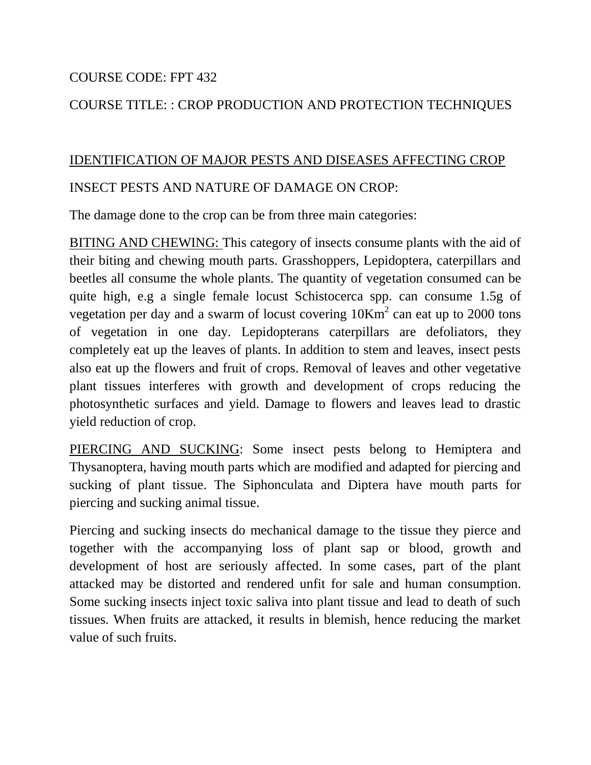COURSE CODE: FPT 432

COURSE TITLE: : CROP PRODUCTION AND PROTECTION TECHNIQUES

## IDENTIFICATION OF MAJOR PESTS AND DISEASES AFFECTING CROP

INSECT PESTS AND NATURE OF DAMAGE ON CROP:

The damage done to the crop can be from three main categories:

BITING AND CHEWING: This category of insects consume plants with the aid of their biting and chewing mouth parts. Grasshoppers, Lepidoptera, caterpillars and beetles all consume the whole plants. The quantity of vegetation consumed can be quite high, e.g a single female locust Schistocerca spp. can consume 1.5g of vegetation per day and a swarm of locust covering $10Km^2$ can eat up to 2000 tons of vegetation in one day. Lepidopterans caterpillars are defoliators, they completely eat up the leaves of plants. In addition to stem and leaves, insect pests also eat up the flowers and fruit of crops. Removal of leaves and other vegetative plant tissues interferes with growth and development of crops reducing the photosynthetic surfaces and yield. Damage to flowers and leaves lead to drastic yield reduction of crop.

PIERCING AND SUCKING: Some insect pests belong to Hemiptera and Thysanoptera, having mouth parts which are modified and adapted for piercing and sucking of plant tissue. The Siphonculata and Diptera have mouth parts for piercing and sucking animal tissue.

Piercing and sucking insects do mechanical damage to the tissue they pierce and together with the accompanying loss of plant sap or blood, growth and development of host are seriously affected. In some cases, part of the plant attacked may be distorted and rendered unfit for sale and human consumption. Some sucking insects inject toxic saliva into plant tissue and lead to death of such tissues. When fruits are attacked, it results in blemish, hence reducing the market value of such fruits.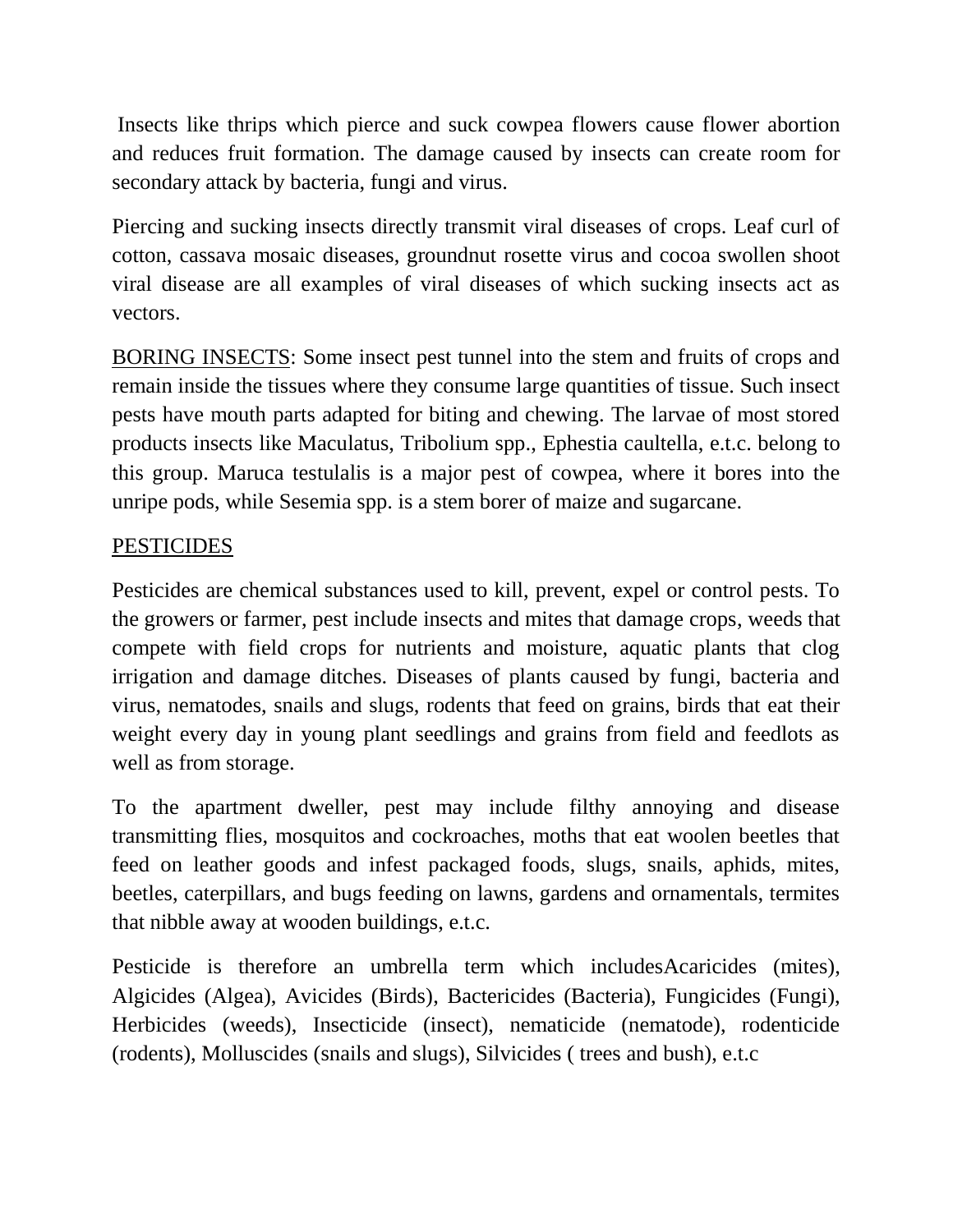Insects like thrips which pierce and suck cowpea flowers cause flower abortion and reduces fruit formation. The damage caused by insects can create room for secondary attack by bacteria, fungi and virus.

Piercing and sucking insects directly transmit viral diseases of crops. Leaf curl of cotton, cassava mosaic diseases, groundnut rosette virus and cocoa swollen shoot viral disease are all examples of viral diseases of which sucking insects act as vectors.

<u>BORING INSECTS</u>: Some insect pest tunnel into the stem and fruits of crops and remain inside the tissues where they consume large quantities of tissue. Such insect pests have mouth parts adapted for biting and chewing. The larvae of most stored products insects like Maculatus, Tribolium spp., Ephestia caultella, e.t.c. belong to this group. Maruca testulalis is a major pest of cowpea, where it bores into the unripe pods, while Sesemia spp. is a stem borer of maize and sugarcane.

## <u>PESTICIDES</u>

Pesticides are chemical substances used to kill, prevent, expel or control pests. To the growers or farmer, pest include insects and mites that damage crops, weeds that compete with field crops for nutrients and moisture, aquatic plants that clog irrigation and damage ditches. Diseases of plants caused by fungi, bacteria and virus, nematodes, snails and slugs, rodents that feed on grains, birds that eat their weight every day in young plant seedlings and grains from field and feedlots as well as from storage.

To the apartment dweller, pest may include filthy annoying and disease transmitting flies, mosquitos and cockroaches, moths that eat woolen beetles that feed on leather goods and infest packaged foods, slugs, snails, aphids, mites, beetles, caterpillars, and bugs feeding on lawns, gardens and ornamentals, termites that nibble away at wooden buildings, e.t.c.

Pesticide is therefore an umbrella term which includesAcaricides (mites), Algicides (Algea), Avicides (Birds), Bactericides (Bacteria), Fungicides (Fungi), Herbicides (weeds), Insecticide (insect), nematicide (nematode), rodenticide (rodents), Molluscides (snails and slugs), Silvicides ( trees and bush), e.t.c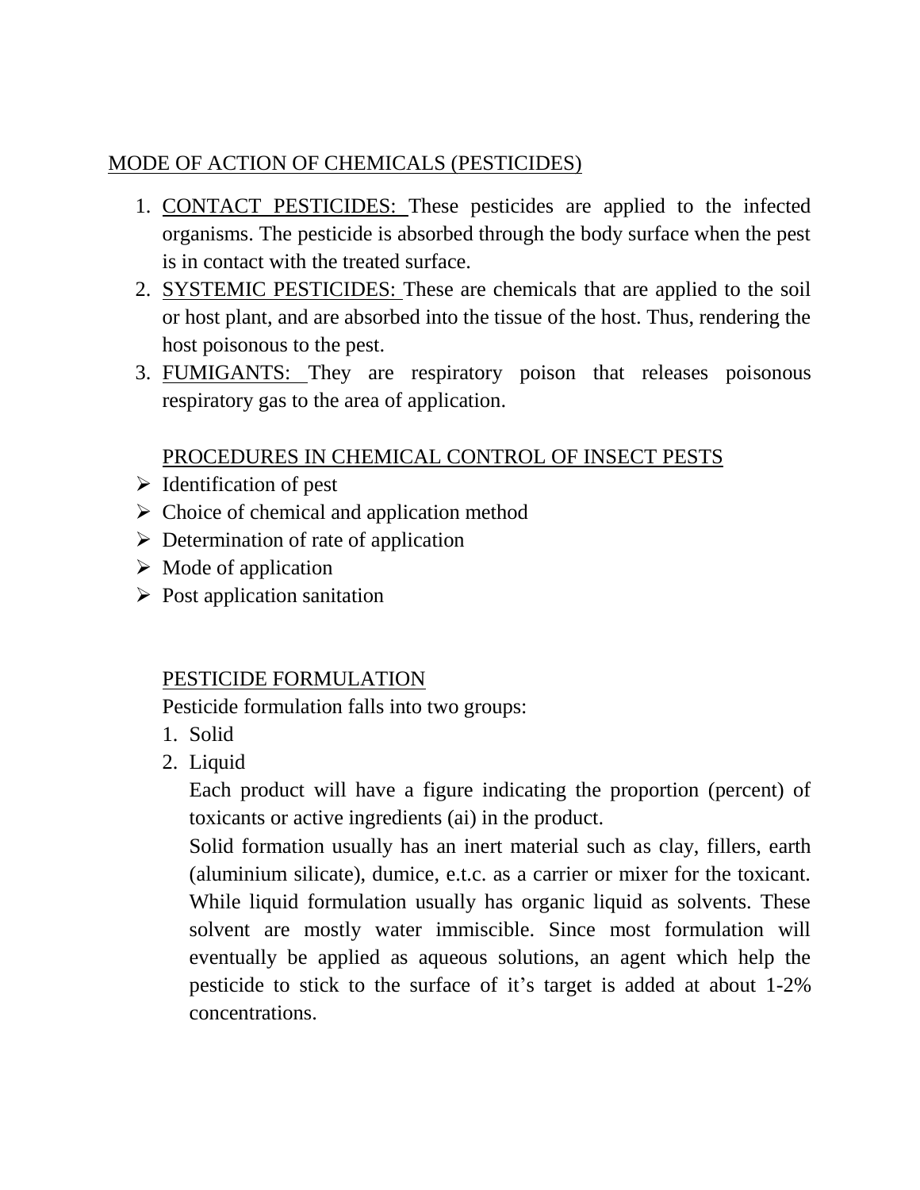## MODE OF ACTION OF CHEMICALS (PESTICIDES)

1. CONTACT PESTICIDES: These pesticides are applied to the infected organisms. The pesticide is absorbed through the body surface when the pest is in contact with the treated surface.
2. SYSTEMIC PESTICIDES: These are chemicals that are applied to the soil or host plant, and are absorbed into the tissue of the host. Thus, rendering the host poisonous to the pest.
3. FUMIGANTS: They are respiratory poison that releases poisonous respiratory gas to the area of application.

## PROCEDURES IN CHEMICAL CONTROL OF INSECT PESTS

- Identification of pest
- Choice of chemical and application method
- Determination of rate of application
- Mode of application
- Post application sanitation

## PESTICIDE FORMULATION

Pesticide formulation falls into two groups:

1. Solid
2. Liquid

Each product will have a figure indicating the proportion (percent) of toxicants or active ingredients (ai) in the product.

Solid formation usually has an inert material such as clay, fillers, earth (aluminium silicate), dumice, e.t.c. as a carrier or mixer for the toxicant. While liquid formulation usually has organic liquid as solvents. These solvent are mostly water immiscible. Since most formulation will eventually be applied as aqueous solutions, an agent which help the pesticide to stick to the surface of it's target is added at about 1-2% concentrations.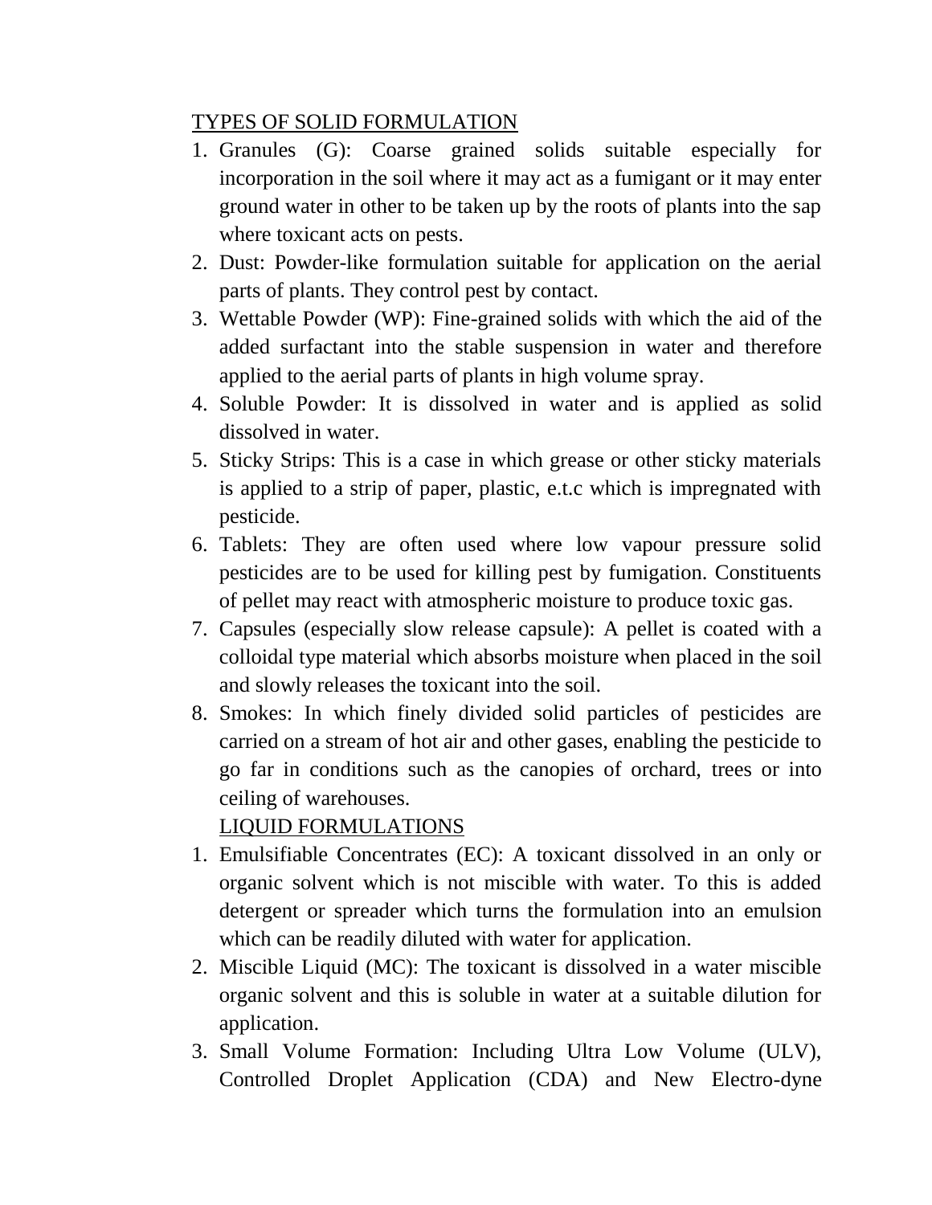<u>TYPES OF SOLID FORMULATION</u>

1. Granules (G): Coarse grained solids suitable especially for incorporation in the soil where it may act as a fumigant or it may enter ground water in other to be taken up by the roots of plants into the sap where toxicant acts on pests.
2. Dust: Powder-like formulation suitable for application on the aerial parts of plants. They control pest by contact.
3. Wettable Powder (WP): Fine-grained solids with which the aid of the added surfactant into the stable suspension in water and therefore applied to the aerial parts of plants in high volume spray.
4. Soluble Powder: It is dissolved in water and is applied as solid dissolved in water.
5. Sticky Strips: This is a case in which grease or other sticky materials is applied to a strip of paper, plastic, e.t.c which is impregnated with pesticide.
6. Tablets: They are often used where low vapour pressure solid pesticides are to be used for killing pest by fumigation. Constituents of pellet may react with atmospheric moisture to produce toxic gas.
7. Capsules (especially slow release capsule): A pellet is coated with a colloidal type material which absorbs moisture when placed in the soil and slowly releases the toxicant into the soil.
8. Smokes: In which finely divided solid particles of pesticides are carried on a stream of hot air and other gases, enabling the pesticide to go far in conditions such as the canopies of orchard, trees or into ceiling of warehouses.

<u>LIQUID FORMULATIONS</u>

1. Emulsifiable Concentrates (EC): A toxicant dissolved in an only or organic solvent which is not miscible with water. To this is added detergent or spreader which turns the formulation into an emulsion which can be readily diluted with water for application.
2. Miscible Liquid (MC): The toxicant is dissolved in a water miscible organic solvent and this is soluble in water at a suitable dilution for application.
3. Small Volume Formation: Including Ultra Low Volume (ULV), Controlled Droplet Application (CDA) and New Electro-dyne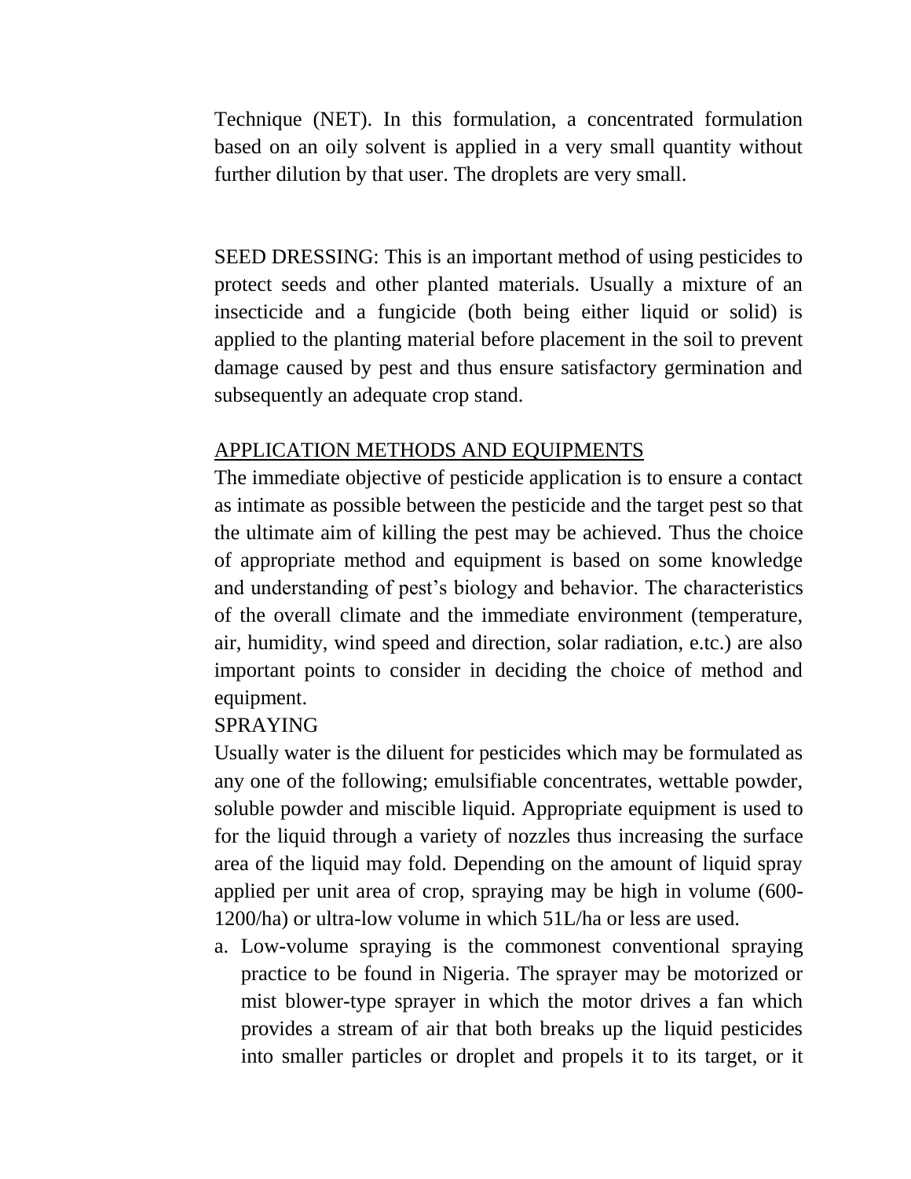Technique (NET). In this formulation, a concentrated formulation based on an oily solvent is applied in a very small quantity without further dilution by that user. The droplets are very small.

SEED DRESSING: This is an important method of using pesticides to protect seeds and other planted materials. Usually a mixture of an insecticide and a fungicide (both being either liquid or solid) is applied to the planting material before placement in the soil to prevent damage caused by pest and thus ensure satisfactory germination and subsequently an adequate crop stand.

## APPLICATION METHODS AND EQUIPMENTS

The immediate objective of pesticide application is to ensure a contact as intimate as possible between the pesticide and the target pest so that the ultimate aim of killing the pest may be achieved. Thus the choice of appropriate method and equipment is based on some knowledge and understanding of pest's biology and behavior. The characteristics of the overall climate and the immediate environment (temperature, air, humidity, wind speed and direction, solar radiation, e.tc.) are also important points to consider in deciding the choice of method and equipment.

## SPRAYING

Usually water is the diluent for pesticides which may be formulated as any one of the following; emulsifiable concentrates, wettable powder, soluble powder and miscible liquid. Appropriate equipment is used to for the liquid through a variety of nozzles thus increasing the surface area of the liquid may fold. Depending on the amount of liquid spray applied per unit area of crop, spraying may be high in volume (600-1200/ha) or ultra-low volume in which 51L/ha or less are used.

a. Low-volume spraying is the commonest conventional spraying practice to be found in Nigeria. The sprayer may be motorized or mist blower-type sprayer in which the motor drives a fan which provides a stream of air that both breaks up the liquid pesticides into smaller particles or droplet and propels it to its target, or it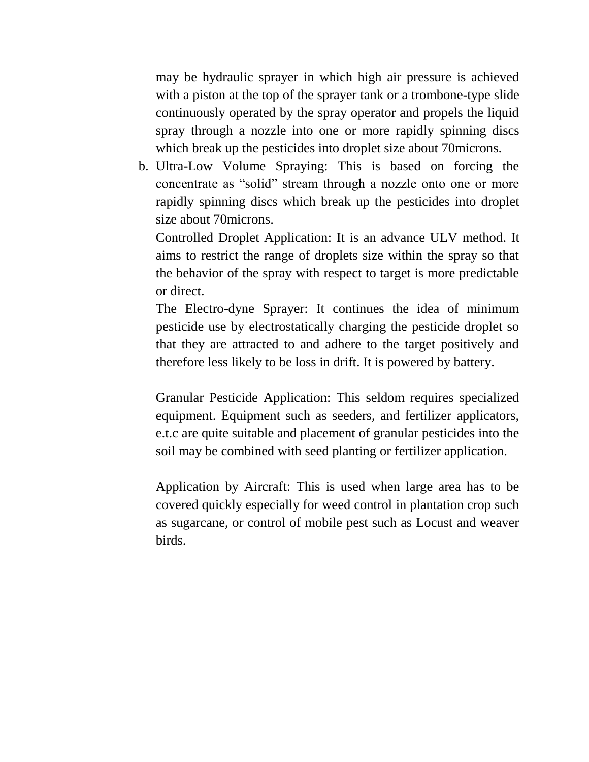may be hydraulic sprayer in which high air pressure is achieved with a piston at the top of the sprayer tank or a trombone-type slide continuously operated by the spray operator and propels the liquid spray through a nozzle into one or more rapidly spinning discs which break up the pesticides into droplet size about 70microns.

b. Ultra-Low Volume Spraying: This is based on forcing the concentrate as "solid" stream through a nozzle onto one or more rapidly spinning discs which break up the pesticides into droplet size about 70microns.

   Controlled Droplet Application: It is an advance ULV method. It aims to restrict the range of droplets size within the spray so that the behavior of the spray with respect to target is more predictable or direct.

   The Electro-dyne Sprayer: It continues the idea of minimum pesticide use by electrostatically charging the pesticide droplet so that they are attracted to and adhere to the target positively and therefore less likely to be loss in drift. It is powered by battery.

   Granular Pesticide Application: This seldom requires specialized equipment. Equipment such as seeders, and fertilizer applicators, e.t.c are quite suitable and placement of granular pesticides into the soil may be combined with seed planting or fertilizer application.

   Application by Aircraft: This is used when large area has to be covered quickly especially for weed control in plantation crop such as sugarcane, or control of mobile pest such as Locust and weaver birds.